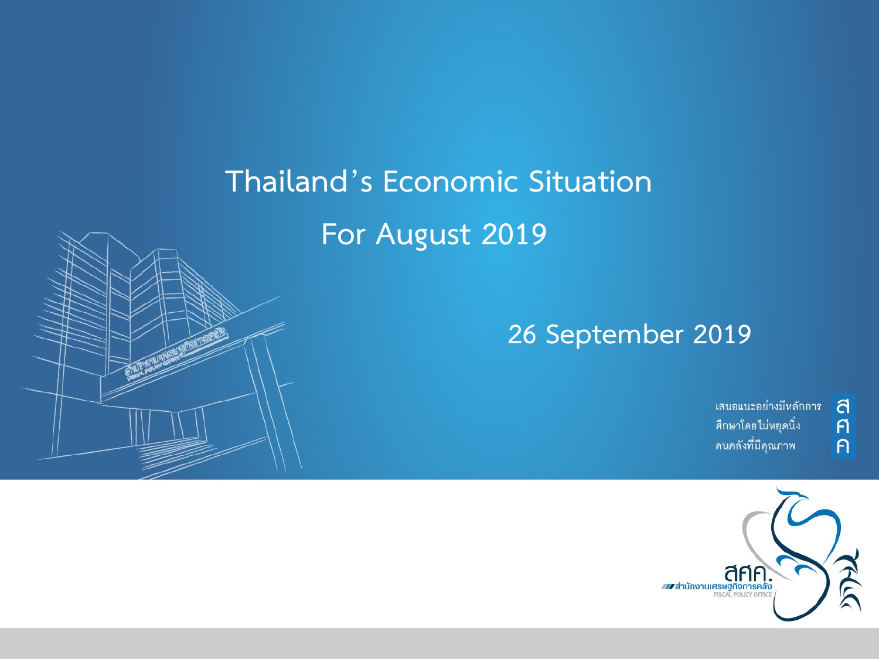# Thailand's Economic Situation

# For August 2019

26 September 2019

เสนอแนะอย่างมีหลักการ
ศึกษาโดยไม่หยุดนิ่ง
คนคลังที่มีคุณภาพ

สศค.
สำนักงานเศรษฐกิจการคลัง
FISCAL POLICY OFFICE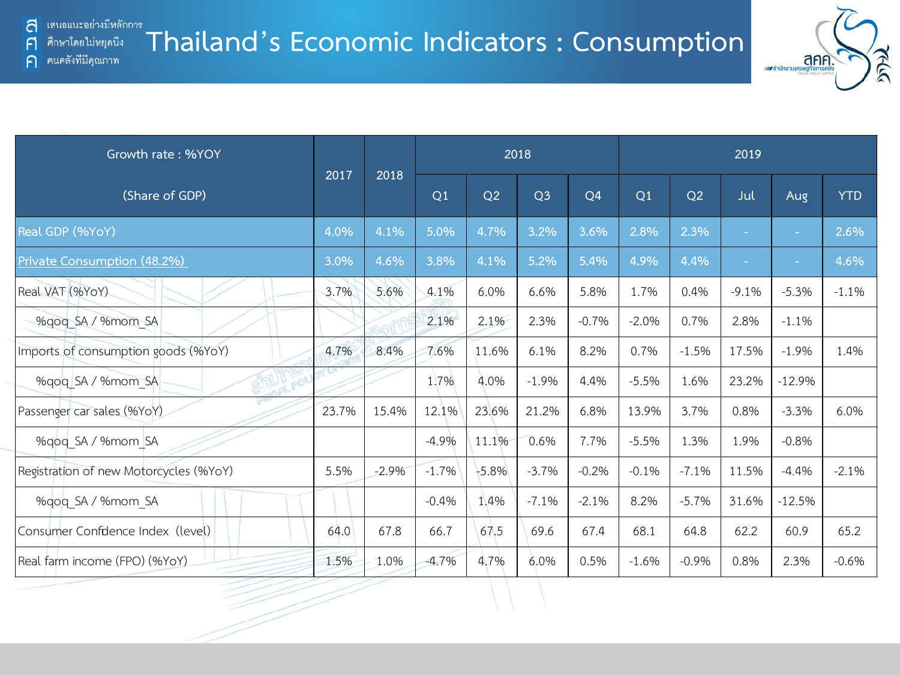# Thailand's Economic Indicators : Consumption

| Growth rate : %YOY (Share of GDP) | 2017 | 2018 | 2018 | | | | 2019 | | | | |
|---|---|---|---|---|---|---|---|---|---|---|---|
| | | | Q1 | Q2 | Q3 | Q4 | Q1 | Q2 | Jul | Aug | YTD |
| Real GDP (%YoY) | 4.0% | 4.1% | 5.0% | 4.7% | 3.2% | 3.6% | 2.8% | 2.3% | - | - | 2.6% |
| Private Consumption (48.2%) | 3.0% | 4.6% | 3.8% | 4.1% | 5.2% | 5.4% | 4.9% | 4.4% | - | - | 4.6% |
| Real VAT (%YoY) | 3.7% | 5.6% | 4.1% | 6.0% | 6.6% | 5.8% | 1.7% | 0.4% | -9.1% | -5.3% | -1.1% |
| %qoq_SA / %mom_SA | | | 2.1% | 2.1% | 2.3% | -0.7% | -2.0% | 0.7% | 2.8% | -1.1% | |
| Imports of consumption goods (%YoY) | 4.7% | 8.4% | 7.6% | 11.6% | 6.1% | 8.2% | 0.7% | -1.5% | 17.5% | -1.9% | 1.4% |
| %qoq_SA / %mom_SA | | | 1.7% | 4.0% | -1.9% | 4.4% | -5.5% | 1.6% | 23.2% | -12.9% | |
| Passenger car sales (%YoY) | 23.7% | 15.4% | 12.1% | 23.6% | 21.2% | 6.8% | 13.9% | 3.7% | 0.8% | -3.3% | 6.0% |
| %qoq_SA / %mom_SA | | | -4.9% | 11.1% | 0.6% | 7.7% | -5.5% | 1.3% | 1.9% | -0.8% | |
| Registration of new Motorcycles (%YoY) | 5.5% | -2.9% | -1.7% | -5.8% | -3.7% | -0.2% | -0.1% | -7.1% | 11.5% | -4.4% | -2.1% |
| %qoq_SA / %mom_SA | | | -0.4% | 1.4% | -7.1% | -2.1% | 8.2% | -5.7% | 31.6% | -12.5% | |
| Consumer Confidence Index (level) | 64.0 | 67.8 | 66.7 | 67.5 | 69.6 | 67.4 | 68.1 | 64.8 | 62.2 | 60.9 | 65.2 |
| Real farm income (FPO) (%YoY) | 1.5% | 1.0% | -4.7% | 4.7% | 6.0% | 0.5% | -1.6% | -0.9% | 0.8% | 2.3% | -0.6% |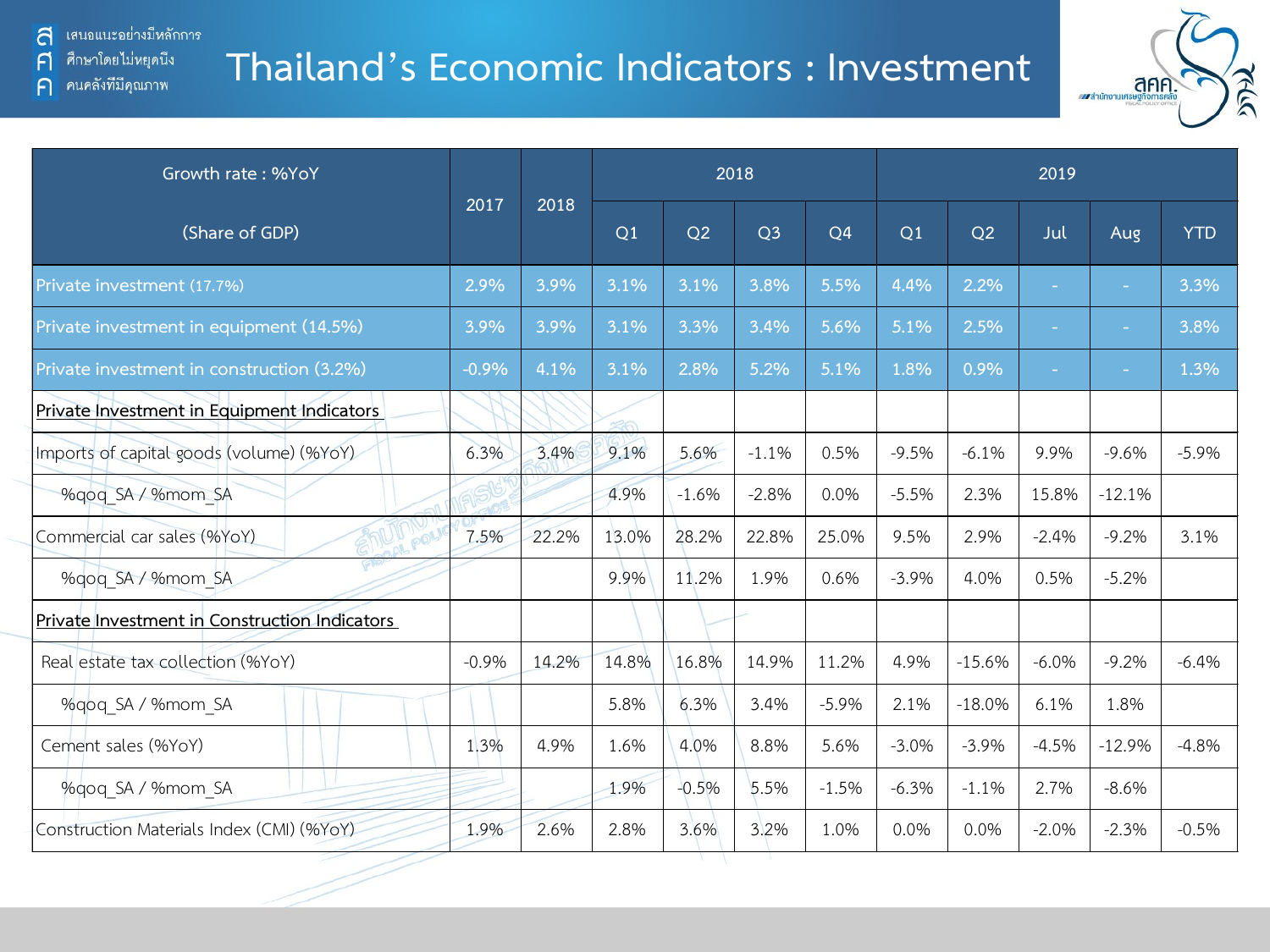สศค. เสนอแนะอย่างมีหลักการ ศึกษาโดยไม่หยุดนิ่ง คนคลังที่มีคุณภาพ

# Thailand's Economic Indicators : Investment

| Growth rate : %YoY (Share of GDP) | 2017 | 2018 | 2018 | | | | 2019 | | | | |
|---|---|---|---|---|---|---|---|---|---|---|---|
| | | | Q1 | Q2 | Q3 | Q4 | Q1 | Q2 | Jul | Aug | YTD |
| Private investment (17.7%) | 2.9% | 3.9% | 3.1% | 3.1% | 3.8% | 5.5% | 4.4% | 2.2% | - | - | 3.3% |
| Private investment in equipment (14.5%) | 3.9% | 3.9% | 3.1% | 3.3% | 3.4% | 5.6% | 5.1% | 2.5% | - | - | 3.8% |
| Private investment in construction (3.2%) | -0.9% | 4.1% | 3.1% | 2.8% | 5.2% | 5.1% | 1.8% | 0.9% | - | - | 1.3% |
| Private Investment in Equipment Indicators | | | | | | | | | | | |
| Imports of capital goods (volume) (%YoY) | 6.3% | 3.4% | 9.1% | 5.6% | -1.1% | 0.5% | -9.5% | -6.1% | 9.9% | -9.6% | -5.9% |
| %qoq_SA / %mom_SA | | | 4.9% | -1.6% | -2.8% | 0.0% | -5.5% | 2.3% | 15.8% | -12.1% | |
| Commercial car sales (%YoY) | 7.5% | 22.2% | 13.0% | 28.2% | 22.8% | 25.0% | 9.5% | 2.9% | -2.4% | -9.2% | 3.1% |
| %qoq_SA / %mom_SA | | | 9.9% | 11.2% | 1.9% | 0.6% | -3.9% | 4.0% | 0.5% | -5.2% | |
| Private Investment in Construction Indicators | | | | | | | | | | | |
| Real estate tax collection (%YoY) | -0.9% | 14.2% | 14.8% | 16.8% | 14.9% | 11.2% | 4.9% | -15.6% | -6.0% | -9.2% | -6.4% |
| %qoq_SA / %mom_SA | | | 5.8% | 6.3% | 3.4% | -5.9% | 2.1% | -18.0% | 6.1% | 1.8% | |
| Cement sales (%YoY) | 1.3% | 4.9% | 1.6% | 4.0% | 8.8% | 5.6% | -3.0% | -3.9% | -4.5% | -12.9% | -4.8% |
| %qoq_SA / %mom_SA | | | 1.9% | -0.5% | 5.5% | -1.5% | -6.3% | -1.1% | 2.7% | -8.6% | |
| Construction Materials Index (CMI) (%YoY) | 1.9% | 2.6% | 2.8% | 3.6% | 3.2% | 1.0% | 0.0% | 0.0% | -2.0% | -2.3% | -0.5% |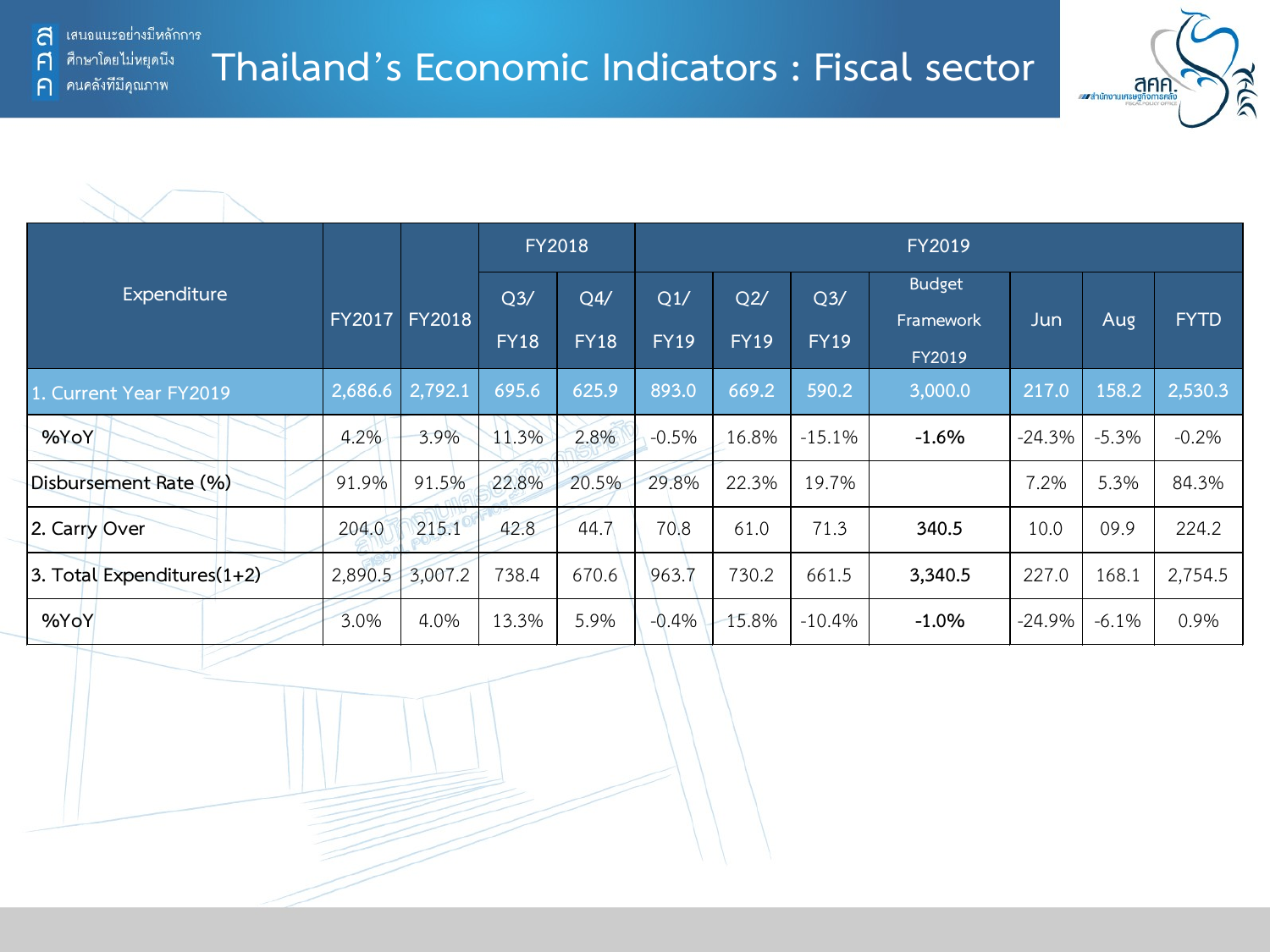# Thailand's Economic Indicators : Fiscal sector

| Expenditure | FY2017 | FY2018 | FY2018 | | FY2019 | | | | | | |
|---|---|---|---|---|---|---|---|---|---|---|---|
| | | | Q3/ FY18 | Q4/ FY18 | Q1/ FY19 | Q2/ FY19 | Q3/ FY19 | Budget Framework FY2019 | Jun | Aug | FYTD |
| 1. Current Year FY2019 | 2,686.6 | 2,792.1 | 695.6 | 625.9 | 893.0 | 669.2 | 590.2 | 3,000.0 | 217.0 | 158.2 | 2,530.3 |
| %YoY | 4.2% | 3.9% | 11.3% | 2.8% | -0.5% | 16.8% | -15.1% | **-1.6%** | -24.3% | -5.3% | -0.2% |
| Disbursement Rate (%) | 91.9% | 91.5% | 22.8% | 20.5% | 29.8% | 22.3% | 19.7% | | 7.2% | 5.3% | 84.3% |
| 2. Carry Over | 204.0 | 215.1 | 42.8 | 44.7 | 70.8 | 61.0 | 71.3 | **340.5** | 10.0 | 09.9 | 224.2 |
| 3. Total Expenditures(1+2) | 2,890.5 | 3,007.2 | 738.4 | 670.6 | 963.7 | 730.2 | 661.5 | **3,340.5** | 227.0 | 168.1 | 2,754.5 |
| %YoY | 3.0% | 4.0% | 13.3% | 5.9% | -0.4% | 15.8% | -10.4% | **-1.0%** | -24.9% | -6.1% | 0.9% |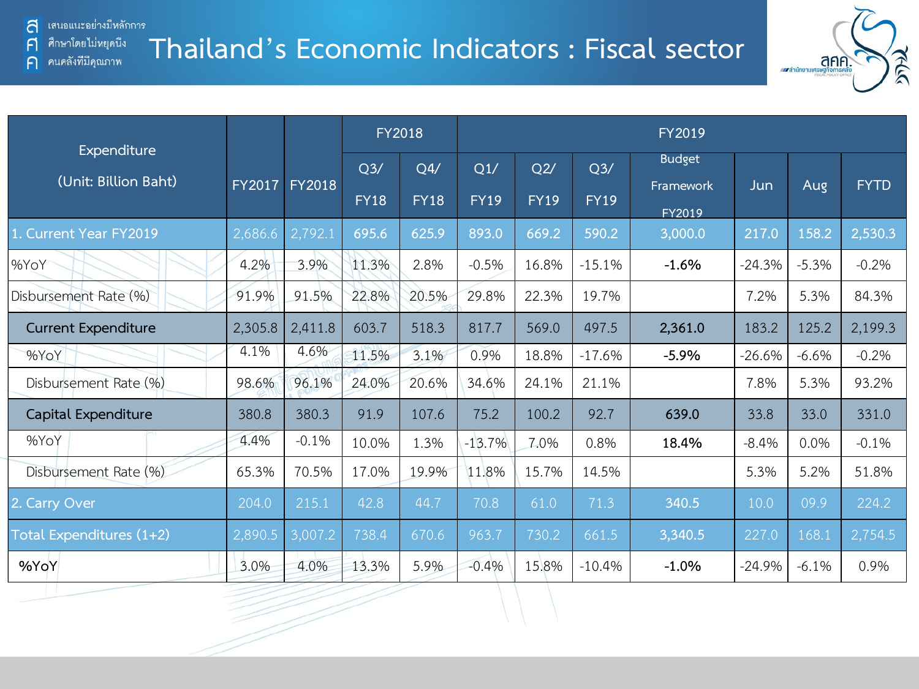# Thailand's Economic Indicators : Fiscal sector

| Expenditure (Unit: Billion Baht) | FY2017 | FY2018 | FY2018 | | FY2019 | | | | | | |
|---|---|---|---|---|---|---|---|---|---|---|---|
| | | | Q3/ FY18 | Q4/ FY18 | Q1/ FY19 | Q2/ FY19 | Q3/ FY19 | Budget Framework FY2019 | Jun | Aug | FYTD |
| 1. Current Year FY2019 | 2,686.6 | 2,792.1 | 695.6 | 625.9 | 893.0 | 669.2 | 590.2 | 3,000.0 | 217.0 | 158.2 | 2,530.3 |
| %YoY | 4.2% | 3.9% | 11.3% | 2.8% | -0.5% | 16.8% | -15.1% | **-1.6%** | -24.3% | -5.3% | -0.2% |
| Disbursement Rate (%) | 91.9% | 91.5% | 22.8% | 20.5% | 29.8% | 22.3% | 19.7% | | 7.2% | 5.3% | 84.3% |
| Current Expenditure | 2,305.8 | 2,411.8 | 603.7 | 518.3 | 817.7 | 569.0 | 497.5 | **2,361.0** | 183.2 | 125.2 | 2,199.3 |
| %YoY | 4.1% | 4.6% | 11.5% | 3.1% | 0.9% | 18.8% | -17.6% | **-5.9%** | -26.6% | -6.6% | -0.2% |
| Disbursement Rate (%) | 98.6% | 96.1% | 24.0% | 20.6% | 34.6% | 24.1% | 21.1% | | 7.8% | 5.3% | 93.2% |
| Capital Expenditure | 380.8 | 380.3 | 91.9 | 107.6 | 75.2 | 100.2 | 92.7 | **639.0** | 33.8 | 33.0 | 331.0 |
| %YoY | 4.4% | -0.1% | 10.0% | 1.3% | -13.7% | 7.0% | 0.8% | **18.4%** | -8.4% | 0.0% | -0.1% |
| Disbursement Rate (%) | 65.3% | 70.5% | 17.0% | 19.9% | 11.8% | 15.7% | 14.5% | | 5.3% | 5.2% | 51.8% |
| 2. Carry Over | 204.0 | 215.1 | 42.8 | 44.7 | 70.8 | 61.0 | 71.3 | 340.5 | 10.0 | 09.9 | 224.2 |
| Total Expenditures (1+2) | 2,890.5 | 3,007.2 | 738.4 | 670.6 | 963.7 | 730.2 | 661.5 | 3,340.5 | 227.0 | 168.1 | 2,754.5 |
| %YoY | 3.0% | 4.0% | 13.3% | 5.9% | -0.4% | 15.8% | -10.4% | **-1.0%** | -24.9% | -6.1% | 0.9% |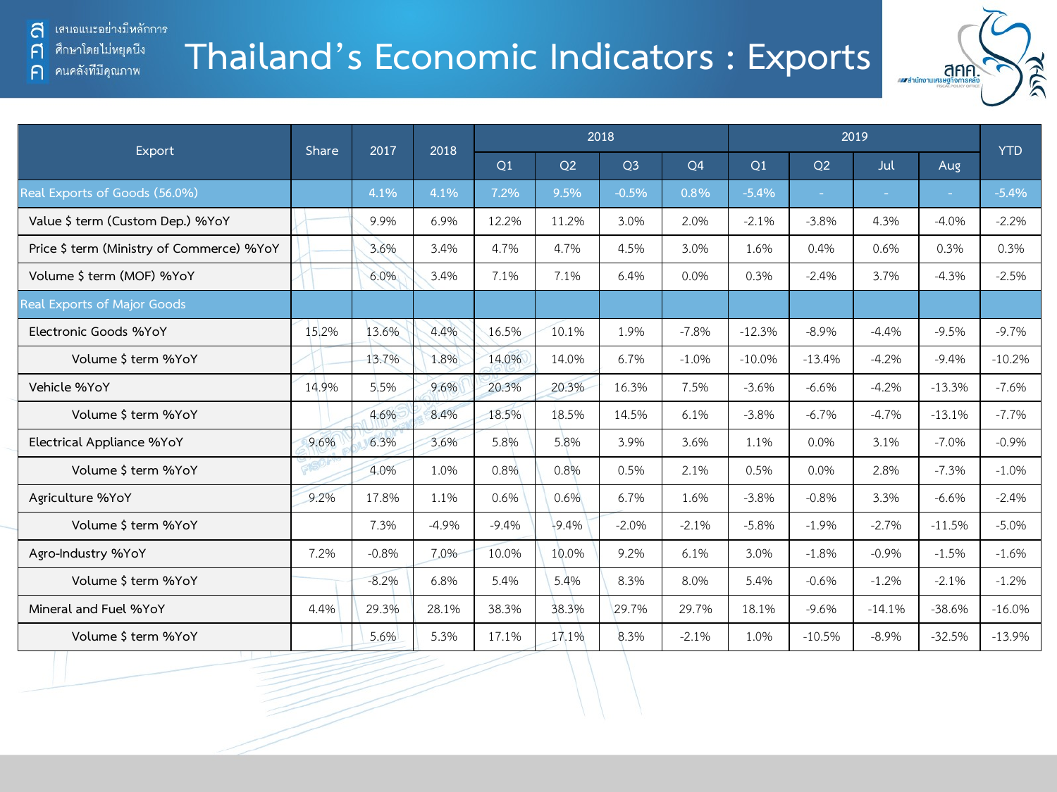# Thailand's Economic Indicators : Exports

| Export | Share | 2017 | 2018 | 2018 | | | | 2019 | | | | YTD |
|---|---|---|---|---|---|---|---|---|---|---|---|---|
| | | | | Q1 | Q2 | Q3 | Q4 | Q1 | Q2 | Jul | Aug | |
| Real Exports of Goods (56.0%) | | 4.1% | 4.1% | 7.2% | 9.5% | -0.5% | 0.8% | -5.4% | - | - | - | -5.4% |
| Value $ term (Custom Dep.) %YoY | | 9.9% | 6.9% | 12.2% | 11.2% | 3.0% | 2.0% | -2.1% | -3.8% | 4.3% | -4.0% | -2.2% |
| Price $ term (Ministry of Commerce) %YoY | | 3.6% | 3.4% | 4.7% | 4.7% | 4.5% | 3.0% | 1.6% | 0.4% | 0.6% | 0.3% | 0.3% |
| Volume $ term (MOF) %YoY | | 6.0% | 3.4% | 7.1% | 7.1% | 6.4% | 0.0% | 0.3% | -2.4% | 3.7% | -4.3% | -2.5% |
| Real Exports of Major Goods | | | | | | | | | | | | |
| Electronic Goods %YoY | 15.2% | 13.6% | 4.4% | 16.5% | 10.1% | 1.9% | -7.8% | -12.3% | -8.9% | -4.4% | -9.5% | -9.7% |
| Volume $ term %YoY | | 13.7% | 1.8% | 14.0% | 14.0% | 6.7% | -1.0% | -10.0% | -13.4% | -4.2% | -9.4% | -10.2% |
| Vehicle %YoY | 14.9% | 5.5% | 9.6% | 20.3% | 20.3% | 16.3% | 7.5% | -3.6% | -6.6% | -4.2% | -13.3% | -7.6% |
| Volume $ term %YoY | | 4.6% | 8.4% | 18.5% | 18.5% | 14.5% | 6.1% | -3.8% | -6.7% | -4.7% | -13.1% | -7.7% |
| Electrical Appliance %YoY | 9.6% | 6.3% | 3.6% | 5.8% | 5.8% | 3.9% | 3.6% | 1.1% | 0.0% | 3.1% | -7.0% | -0.9% |
| Volume $ term %YoY | | 4.0% | 1.0% | 0.8% | 0.8% | 0.5% | 2.1% | 0.5% | 0.0% | 2.8% | -7.3% | -1.0% |
| Agriculture %YoY | 9.2% | 17.8% | 1.1% | 0.6% | 0.6% | 6.7% | 1.6% | -3.8% | -0.8% | 3.3% | -6.6% | -2.4% |
| Volume $ term %YoY | | 7.3% | -4.9% | -9.4% | -9.4% | -2.0% | -2.1% | -5.8% | -1.9% | -2.7% | -11.5% | -5.0% |
| Agro-Industry %YoY | 7.2% | -0.8% | 7.0% | 10.0% | 10.0% | 9.2% | 6.1% | 3.0% | -1.8% | -0.9% | -1.5% | -1.6% |
| Volume $ term %YoY | | -8.2% | 6.8% | 5.4% | 5.4% | 8.3% | 8.0% | 5.4% | -0.6% | -1.2% | -2.1% | -1.2% |
| Mineral and Fuel %YoY | 4.4% | 29.3% | 28.1% | 38.3% | 38.3% | 29.7% | 29.7% | 18.1% | -9.6% | -14.1% | -38.6% | -16.0% |
| Volume $ term %YoY | | 5.6% | 5.3% | 17.1% | 17.1% | 8.3% | -2.1% | 1.0% | -10.5% | -8.9% | -32.5% | -13.9% |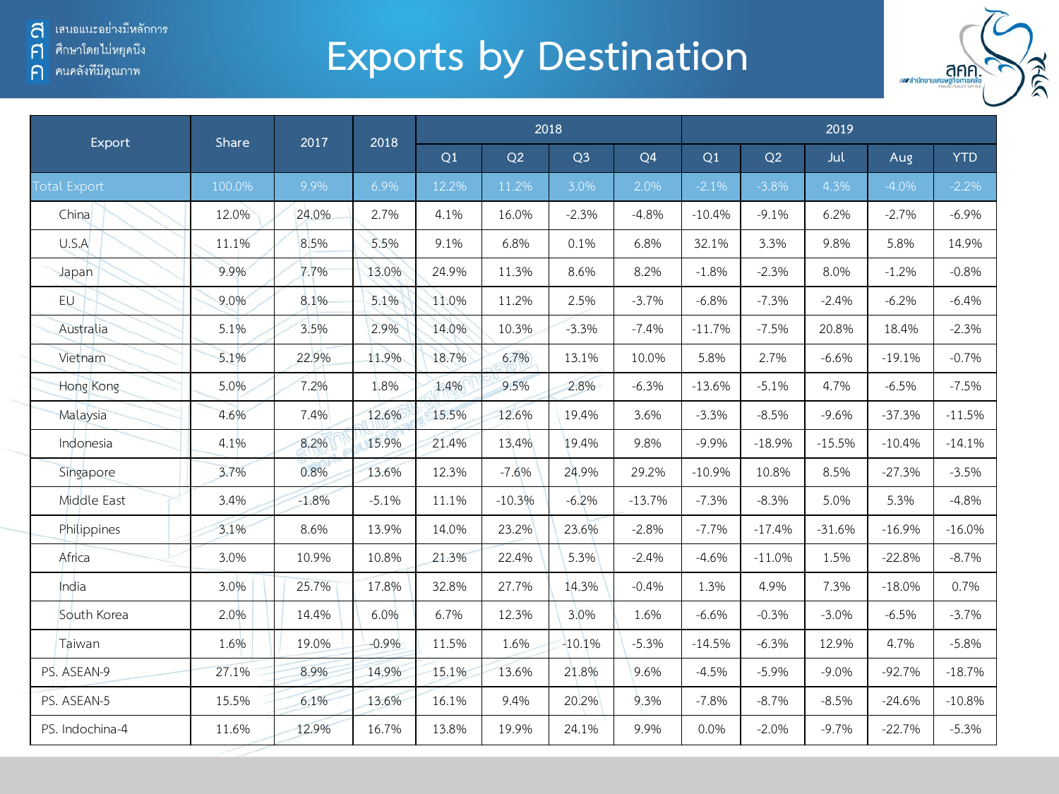# Exports by Destination

| Export | Share | 2017 | 2018 | 2018 | | | | 2019 | | | | |
|---|---|---|---|---|---|---|---|---|---|---|---|---|
| | | | | Q1 | Q2 | Q3 | Q4 | Q1 | Q2 | Jul | Aug | YTD |
| Total Export | 100.0% | 9.9% | 6.9% | 12.2% | 11.2% | 3.0% | 2.0% | -2.1% | -3.8% | 4.3% | -4.0% | -2.2% |
| China | 12.0% | 24.0% | 2.7% | 4.1% | 16.0% | -2.3% | -4.8% | -10.4% | -9.1% | 6.2% | -2.7% | -6.9% |
| U.S.A | 11.1% | 8.5% | 5.5% | 9.1% | 6.8% | 0.1% | 6.8% | 32.1% | 3.3% | 9.8% | 5.8% | 14.9% |
| Japan | 9.9% | 7.7% | 13.0% | 24.9% | 11.3% | 8.6% | 8.2% | -1.8% | -2.3% | 8.0% | -1.2% | -0.8% |
| EU | 9.0% | 8.1% | 5.1% | 11.0% | 11.2% | 2.5% | -3.7% | -6.8% | -7.3% | -2.4% | -6.2% | -6.4% |
| Australia | 5.1% | 3.5% | 2.9% | 14.0% | 10.3% | -3.3% | -7.4% | -11.7% | -7.5% | 20.8% | 18.4% | -2.3% |
| Vietnam | 5.1% | 22.9% | 11.9% | 18.7% | 6.7% | 13.1% | 10.0% | 5.8% | 2.7% | -6.6% | -19.1% | -0.7% |
| Hong Kong | 5.0% | 7.2% | 1.8% | 1.4% | 9.5% | 2.8% | -6.3% | -13.6% | -5.1% | 4.7% | -6.5% | -7.5% |
| Malaysia | 4.6% | 7.4% | 12.6% | 15.5% | 12.6% | 19.4% | 3.6% | -3.3% | -8.5% | -9.6% | -37.3% | -11.5% |
| Indonesia | 4.1% | 8.2% | 15.9% | 21.4% | 13.4% | 19.4% | 9.8% | -9.9% | -18.9% | -15.5% | -10.4% | -14.1% |
| Singapore | 3.7% | 0.8% | 13.6% | 12.3% | -7.6% | 24.9% | 29.2% | -10.9% | 10.8% | 8.5% | -27.3% | -3.5% |
| Middle East | 3.4% | -1.8% | -5.1% | 11.1% | -10.3% | -6.2% | -13.7% | -7.3% | -8.3% | 5.0% | 5.3% | -4.8% |
| Philippines | 3.1% | 8.6% | 13.9% | 14.0% | 23.2% | 23.6% | -2.8% | -7.7% | -17.4% | -31.6% | -16.9% | -16.0% |
| Africa | 3.0% | 10.9% | 10.8% | 21.3% | 22.4% | 5.3% | -2.4% | -4.6% | -11.0% | 1.5% | -22.8% | -8.7% |
| India | 3.0% | 25.7% | 17.8% | 32.8% | 27.7% | 14.3% | -0.4% | 1.3% | 4.9% | 7.3% | -18.0% | 0.7% |
| South Korea | 2.0% | 14.4% | 6.0% | 6.7% | 12.3% | 3.0% | 1.6% | -6.6% | -0.3% | -3.0% | -6.5% | -3.7% |
| Taiwan | 1.6% | 19.0% | -0.9% | 11.5% | 1.6% | -10.1% | -5.3% | -14.5% | -6.3% | 12.9% | 4.7% | -5.8% |
| PS. ASEAN-9 | 27.1% | 8.9% | 14.9% | 15.1% | 13.6% | 21.8% | 9.6% | -4.5% | -5.9% | -9.0% | -92.7% | -18.7% |
| PS. ASEAN-5 | 15.5% | 6.1% | 13.6% | 16.1% | 9.4% | 20.2% | 9.3% | -7.8% | -8.7% | -8.5% | -24.6% | -10.8% |
| PS. Indochina-4 | 11.6% | 12.9% | 16.7% | 13.8% | 19.9% | 24.1% | 9.9% | 0.0% | -2.0% | -9.7% | -22.7% | -5.3% |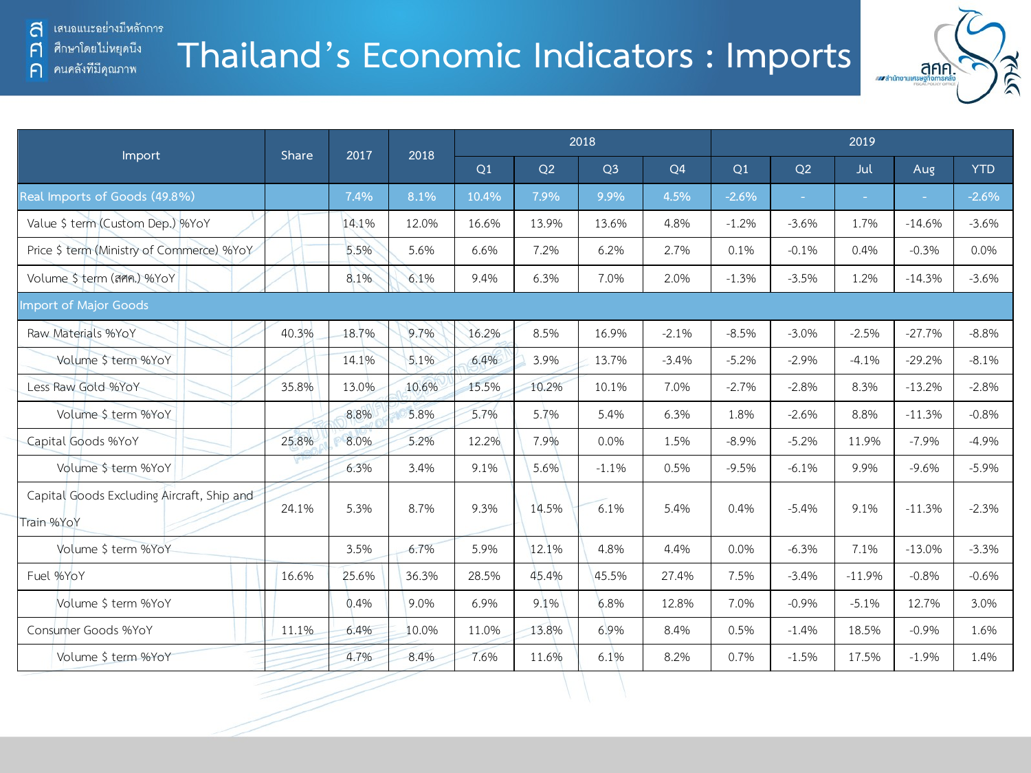# Thailand's Economic Indicators : Imports

| Import | Share | 2017 | 2018 | 2018 | | | | 2019 | | | | |
|---|---|---|---|---|---|---|---|---|---|---|---|---|
| | | | | Q1 | Q2 | Q3 | Q4 | Q1 | Q2 | Jul | Aug | YTD |
| Real Imports of Goods (49.8%) | | 7.4% | 8.1% | 10.4% | 7.9% | 9.9% | 4.5% | -2.6% | - | - | - | -2.6% |
| Value $ term (Custom Dep.) %YoY | | 14.1% | 12.0% | 16.6% | 13.9% | 13.6% | 4.8% | -1.2% | -3.6% | 1.7% | -14.6% | -3.6% |
| Price $ term (Ministry of Commerce) %YoY | | 5.5% | 5.6% | 6.6% | 7.2% | 6.2% | 2.7% | 0.1% | -0.1% | 0.4% | -0.3% | 0.0% |
| Volume $ term (สศค.) %YoY | | 8.1% | 6.1% | 9.4% | 6.3% | 7.0% | 2.0% | -1.3% | -3.5% | 1.2% | -14.3% | -3.6% |
| Import of Major Goods | | | | | | | | | | | | |
| Raw Materials %YoY | 40.3% | 18.7% | 9.7% | 16.2% | 8.5% | 16.9% | -2.1% | -8.5% | -3.0% | -2.5% | -27.7% | -8.8% |
| Volume $ term %YoY | | 14.1% | 5.1% | 6.4% | 3.9% | 13.7% | -3.4% | -5.2% | -2.9% | -4.1% | -29.2% | -8.1% |
| Less Raw Gold %YoY | 35.8% | 13.0% | 10.6% | 15.5% | 10.2% | 10.1% | 7.0% | -2.7% | -2.8% | 8.3% | -13.2% | -2.8% |
| Volume $ term %YoY | | 8.8% | 5.8% | 5.7% | 5.7% | 5.4% | 6.3% | 1.8% | -2.6% | 8.8% | -11.3% | -0.8% |
| Capital Goods %YoY | 25.8% | 8.0% | 5.2% | 12.2% | 7.9% | 0.0% | 1.5% | -8.9% | -5.2% | 11.9% | -7.9% | -4.9% |
| Volume $ term %YoY | | 6.3% | 3.4% | 9.1% | 5.6% | -1.1% | 0.5% | -9.5% | -6.1% | 9.9% | -9.6% | -5.9% |
| Capital Goods Excluding Aircraft, Ship and Train %YoY | 24.1% | 5.3% | 8.7% | 9.3% | 14.5% | 6.1% | 5.4% | 0.4% | -5.4% | 9.1% | -11.3% | -2.3% |
| Volume $ term %YoY | | 3.5% | 6.7% | 5.9% | 12.1% | 4.8% | 4.4% | 0.0% | -6.3% | 7.1% | -13.0% | -3.3% |
| Fuel %YoY | 16.6% | 25.6% | 36.3% | 28.5% | 45.4% | 45.5% | 27.4% | 7.5% | -3.4% | -11.9% | -0.8% | -0.6% |
| Volume $ term %YoY | | 0.4% | 9.0% | 6.9% | 9.1% | 6.8% | 12.8% | 7.0% | -0.9% | -5.1% | 12.7% | 3.0% |
| Consumer Goods %YoY | 11.1% | 6.4% | 10.0% | 11.0% | 13.8% | 6.9% | 8.4% | 0.5% | -1.4% | 18.5% | -0.9% | 1.6% |
| Volume $ term %YoY | | 4.7% | 8.4% | 7.6% | 11.6% | 6.1% | 8.2% | 0.7% | -1.5% | 17.5% | -1.9% | 1.4% |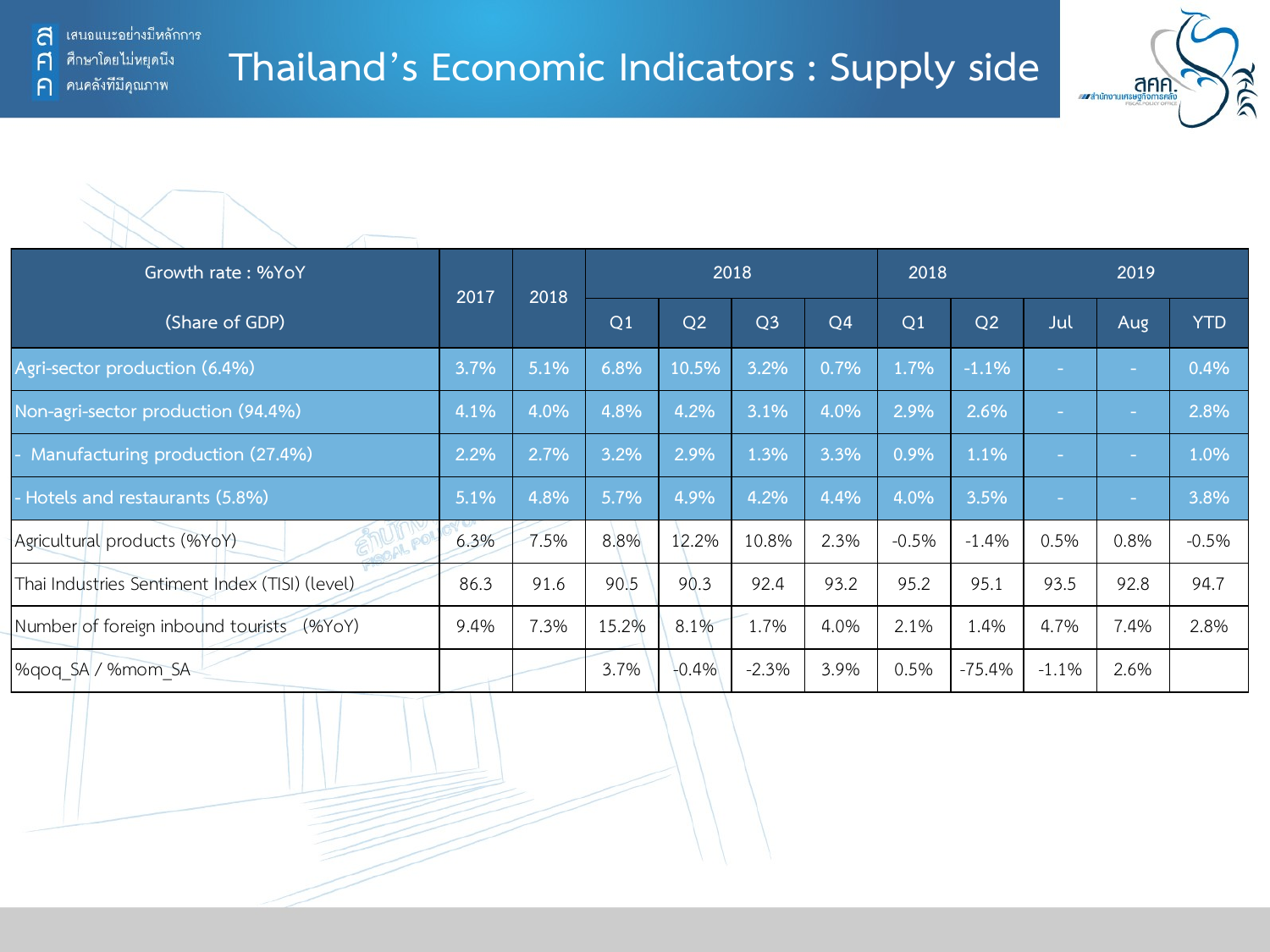# Thailand's Economic Indicators : Supply side

| Growth rate : %YoY (Share of GDP) | 2017 | 2018 | 2018 | | | | 2018 | | 2019 | | |
|---|---|---|---|---|---|---|---|---|---|---|---|
| | | | Q1 | Q2 | Q3 | Q4 | Q1 | Q2 | Jul | Aug | YTD |
| Agri-sector production (6.4%) | 3.7% | 5.1% | 6.8% | 10.5% | 3.2% | 0.7% | 1.7% | -1.1% | - | - | 0.4% |
| Non-agri-sector production (94.4%) | 4.1% | 4.0% | 4.8% | 4.2% | 3.1% | 4.0% | 2.9% | 2.6% | - | - | 2.8% |
| - Manufacturing production (27.4%) | 2.2% | 2.7% | 3.2% | 2.9% | 1.3% | 3.3% | 0.9% | 1.1% | - | - | 1.0% |
| - Hotels and restaurants (5.8%) | 5.1% | 4.8% | 5.7% | 4.9% | 4.2% | 4.4% | 4.0% | 3.5% | - | - | 3.8% |
| Agricultural products (%YoY) | 6.3% | 7.5% | 8.8% | 12.2% | 10.8% | 2.3% | -0.5% | -1.4% | 0.5% | 0.8% | -0.5% |
| Thai Industries Sentiment Index (TISI) (level) | 86.3 | 91.6 | 90.5 | 90.3 | 92.4 | 93.2 | 95.2 | 95.1 | 93.5 | 92.8 | 94.7 |
| Number of foreign inbound tourists (%YoY) | 9.4% | 7.3% | 15.2% | 8.1% | 1.7% | 4.0% | 2.1% | 1.4% | 4.7% | 7.4% | 2.8% |
| %qoq_SA / %mom_SA | | | 3.7% | -0.4% | -2.3% | 3.9% | 0.5% | -75.4% | -1.1% | 2.6% | |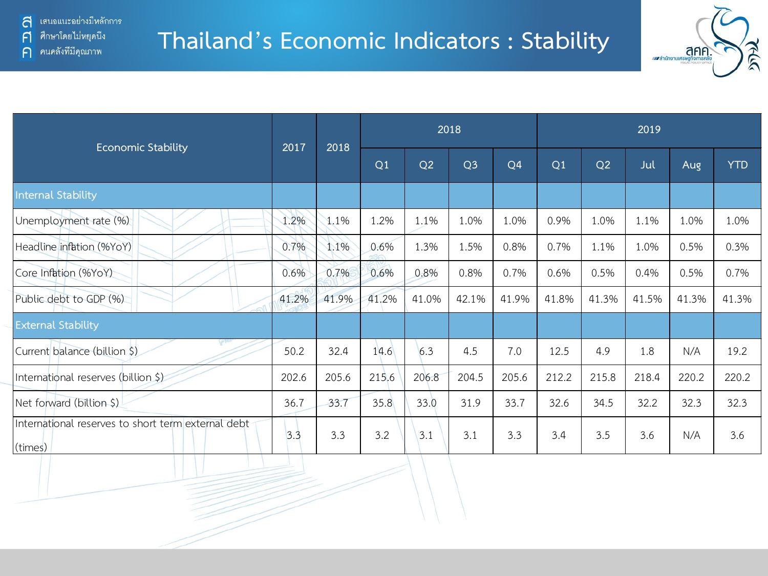# Thailand's Economic Indicators : Stability

| Economic Stability | 2017 | 2018 | 2018 | | | | 2019 | | | | |
|---|---|---|---|---|---|---|---|---|---|---|---|
| | | | Q1 | Q2 | Q3 | Q4 | Q1 | Q2 | Jul | Aug | YTD |
| Internal Stability | | | | | | | | | | | |
| Unemployment rate (%) | 1.2% | 1.1% | 1.2% | 1.1% | 1.0% | 1.0% | 0.9% | 1.0% | 1.1% | 1.0% | 1.0% |
| Headline inflation (%YoY) | 0.7% | 1.1% | 0.6% | 1.3% | 1.5% | 0.8% | 0.7% | 1.1% | 1.0% | 0.5% | 0.3% |
| Core Inflation (%YoY) | 0.6% | 0.7% | 0.6% | 0.8% | 0.8% | 0.7% | 0.6% | 0.5% | 0.4% | 0.5% | 0.7% |
| Public debt to GDP (%) | 41.2% | 41.9% | 41.2% | 41.0% | 42.1% | 41.9% | 41.8% | 41.3% | 41.5% | 41.3% | 41.3% |
| External Stability | | | | | | | | | | | |
| Current balance (billion $) | 50.2 | 32.4 | 14.6 | 6.3 | 4.5 | 7.0 | 12.5 | 4.9 | 1.8 | N/A | 19.2 |
| International reserves (billion $) | 202.6 | 205.6 | 215.6 | 206.8 | 204.5 | 205.6 | 212.2 | 215.8 | 218.4 | 220.2 | 220.2 |
| Net forward (billion $) | 36.7 | 33.7 | 35.8 | 33.0 | 31.9 | 33.7 | 32.6 | 34.5 | 32.2 | 32.3 | 32.3 |
| International reserves to short term external debt (times) | 3.3 | 3.3 | 3.2 | 3.1 | 3.1 | 3.3 | 3.4 | 3.5 | 3.6 | N/A | 3.6 |